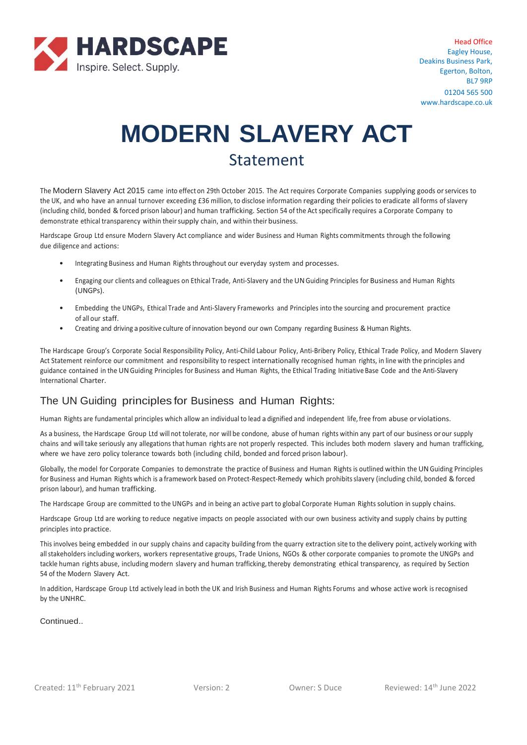HARDSCAPE
Inspire. Select. Supply.

Head Office
Eagley House,
Deakins Business Park,
Egerton, Bolton,
BL7 9RP
01204 565 500
www.hardscape.co.uk

# MODERN SLAVERY ACT

## Statement

The Modern Slavery Act 2015 came into effect on 29th October 2015. The Act requires Corporate Companies supplying goods or services to the UK, and who have an annual turnover exceeding £36 million, to disclose information regarding their policies to eradicate all forms of slavery (including child, bonded & forced prison labour) and human trafficking. Section 54 of the Act specifically requires a Corporate Company to demonstrate ethical transparency within their supply chain, and within their business.

Hardscape Group Ltd ensure Modern Slavery Act compliance and wider Business and Human Rights commitments through the following due diligence and actions:

- Integrating Business and Human Rights throughout our everyday system and processes.
- Engaging our clients and colleagues on Ethical Trade, Anti-Slavery and the UN Guiding Principles for Business and Human Rights (UNGPs).
- Embedding the UNGPs, Ethical Trade and Anti-Slavery Frameworks and Principles into the sourcing and procurement practice of all our staff.
- Creating and driving a positive culture of innovation beyond our own Company regarding Business & Human Rights.

The Hardscape Group's Corporate Social Responsibility Policy, Anti-Child Labour Policy, Anti-Bribery Policy, Ethical Trade Policy, and Modern Slavery Act Statement reinforce our commitment and responsibility to respect internationally recognised human rights, in line with the principles and guidance contained in the UN Guiding Principles for Business and Human Rights, the Ethical Trading Initiative Base Code and the Anti-Slavery International Charter.

## The UN Guiding principles for Business and Human Rights:

Human Rights are fundamental principles which allow an individual to lead a dignified and independent life, free from abuse or violations.

As a business, the Hardscape Group Ltd will not tolerate, nor will be condone, abuse of human rights within any part of our business or our supply chains and will take seriously any allegations that human rights are not properly respected. This includes both modern slavery and human trafficking, where we have zero policy tolerance towards both (including child, bonded and forced prison labour).

Globally, the model for Corporate Companies to demonstrate the practice of Business and Human Rights is outlined within the UN Guiding Principles for Business and Human Rights which is a framework based on Protect-Respect-Remedy which prohibits slavery (including child, bonded & forced prison labour), and human trafficking.

The Hardscape Group are committed to the UNGPs and in being an active part to global Corporate Human Rights solution in supply chains.

Hardscape Group Ltd are working to reduce negative impacts on people associated with our own business activity and supply chains by putting principles into practice.

This involves being embedded in our supply chains and capacity building from the quarry extraction site to the delivery point, actively working with all stakeholders including workers, workers representative groups, Trade Unions, NGOs & other corporate companies to promote the UNGPs and tackle human rights abuse, including modern slavery and human trafficking, thereby demonstrating ethical transparency, as required by Section 54 of the Modern Slavery Act.

In addition, Hardscape Group Ltd actively lead in both the UK and Irish Business and Human Rights Forums and whose active work is recognised by the UNHRC.

Continued..

Created: 11th February 2021 | Version: 2 | Owner: S Duce | Reviewed: 14th June 2022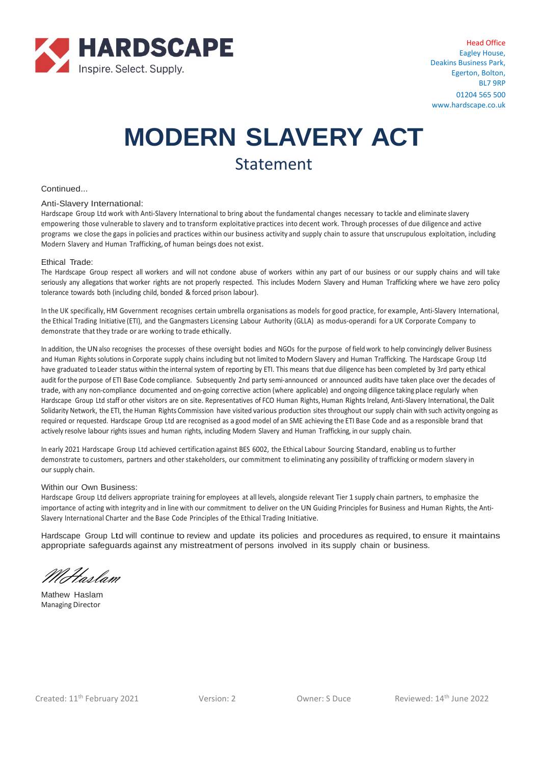# MODERN SLAVERY ACT

## Statement

Continued...

### Anti-Slavery International:

Hardscape Group Ltd work with Anti-Slavery International to bring about the fundamental changes necessary to tackle and eliminate slavery empowering those vulnerable to slavery and to transform exploitative practices into decent work. Through processes of due diligence and active programs we close the gaps in policies and practices within our business activity and supply chain to assure that unscrupulous exploitation, including Modern Slavery and Human Trafficking, of human beings does not exist.

### Ethical Trade:

The Hardscape Group respect all workers and will not condone abuse of workers within any part of our business or our supply chains and will take seriously any allegations that worker rights are not properly respected. This includes Modern Slavery and Human Trafficking where we have zero policy tolerance towards both (including child, bonded & forced prison labour).

In the UK specifically, HM Government recognises certain umbrella organisations as models for good practice, for example, Anti-Slavery International, the Ethical Trading Initiative (ETI), and the Gangmasters Licensing Labour Authority (GLLA) as modus-operandi for a UK Corporate Company to demonstrate that they trade or are working to trade ethically.

In addition, the UN also recognises the processes of these oversight bodies and NGOs for the purpose of field work to help convincingly deliver Business and Human Rights solutions in Corporate supply chains including but not limited to Modern Slavery and Human Trafficking. The Hardscape Group Ltd have graduated to Leader status within the internal system of reporting by ETI. This means that due diligence has been completed by 3rd party ethical audit for the purpose of ETI Base Code compliance. Subsequently 2nd party semi-announced or announced audits have taken place over the decades of trade, with any non-compliance documented and on-going corrective action (where applicable) and ongoing diligence taking place regularly when Hardscape Group Ltd staff or other visitors are on site. Representatives of FCO Human Rights, Human Rights Ireland, Anti-Slavery International, the Dalit Solidarity Network, the ETI, the Human Rights Commission have visited various production sites throughout our supply chain with such activity ongoing as required or requested. Hardscape Group Ltd are recognised as a good model of an SME achieving the ETI Base Code and as a responsible brand that actively resolve labour rights issues and human rights, including Modern Slavery and Human Trafficking, in our supply chain.

In early 2021 Hardscape Group Ltd achieved certification against BES 6002, the Ethical Labour Sourcing Standard, enabling us to further demonstrate to customers, partners and other stakeholders, our commitment to eliminating any possibility of trafficking or modern slavery in our supply chain.

### Within our Own Business:

Hardscape Group Ltd delivers appropriate training for employees at all levels, alongside relevant Tier 1 supply chain partners, to emphasize the importance of acting with integrity and in line with our commitment to deliver on the UN Guiding Principles for Business and Human Rights, the Anti-Slavery International Charter and the Base Code Principles of the Ethical Trading Initiative.

Hardscape Group Ltd will continue to review and update its policies and procedures as required, to ensure it maintains appropriate safeguards against any mistreatment of persons involved in its supply chain or business.

*M Haslam*

Mathew Haslam
Managing Director

Created: 11th February 2021 | Version: 2 | Owner: S Duce | Reviewed: 14th June 2022